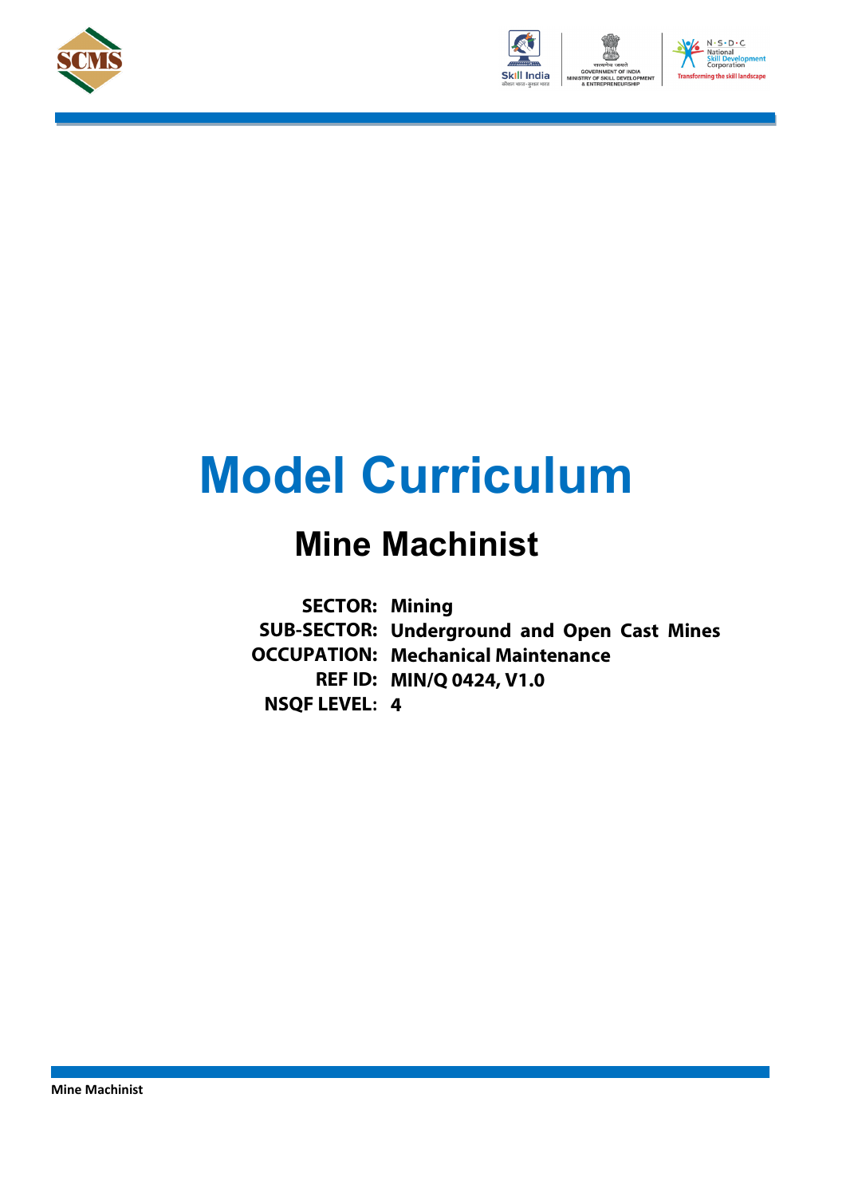# Model Curriculum

## Mine Machinist

**SECTOR:** Mining
**SUB-SECTOR:** Underground and Open Cast Mines
**OCCUPATION:** Mechanical Maintenance
**REF ID:** MIN/Q 0424, V1.0
**NSQF LEVEL:** 4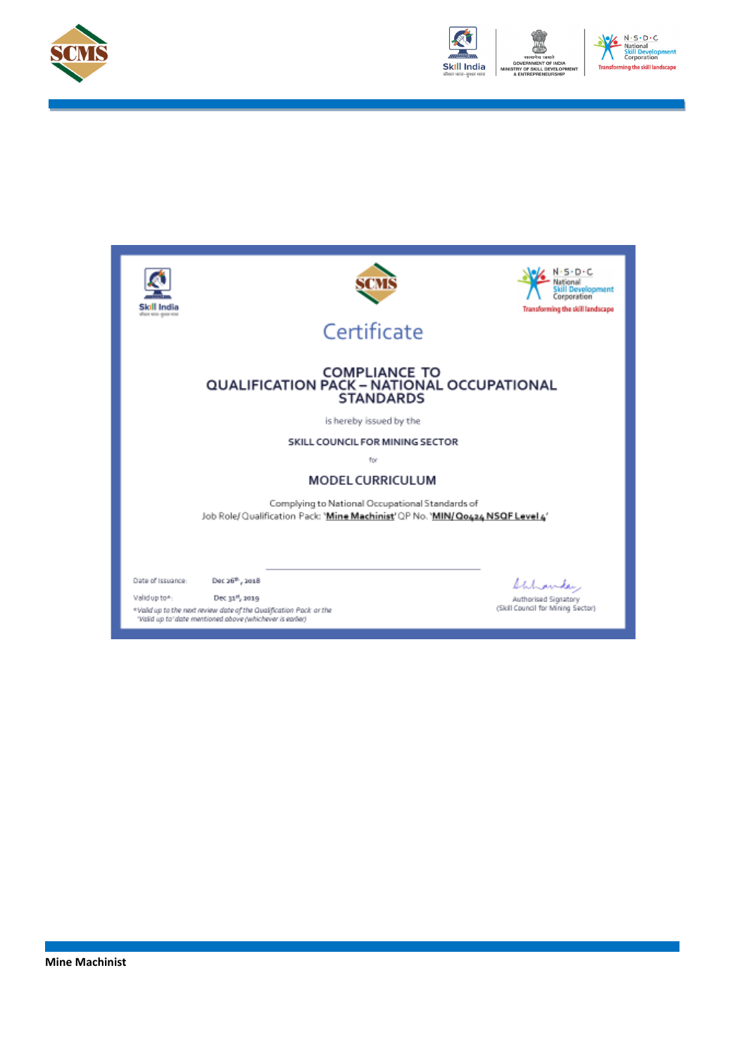# Certificate

## COMPLIANCE TO QUALIFICATION PACK – NATIONAL OCCUPATIONAL STANDARDS

is hereby issued by the

**SKILL COUNCIL FOR MINING SECTOR**

for

**MODEL CURRICULUM**

Complying to National Occupational Standards of Job Role/ Qualification Pack: '**Mine Machinist**' QP No. '**MIN/Q0424 NSQF Level 4**'

Date of Issuance: Dec 26th, 2018

Valid up to*: Dec 31st, 2019

*Valid up to the next review date of the Qualification Pack or the 'Valid up to' date mentioned above (whichever is earlier)

Authorised Signatory
(Skill Council for Mining Sector)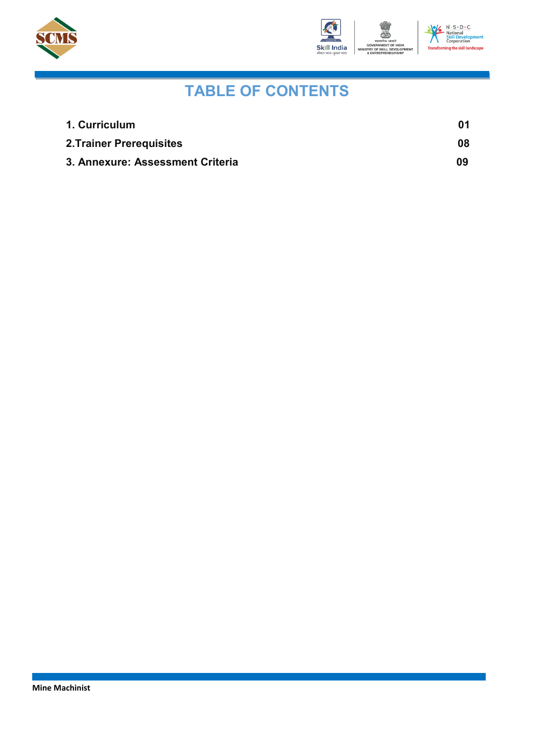# TABLE OF CONTENTS

| | |
|---|---|
| **1. Curriculum** | **01** |
| **2.Trainer Prerequisites** | **08** |
| **3. Annexure: Assessment Criteria** | **09** |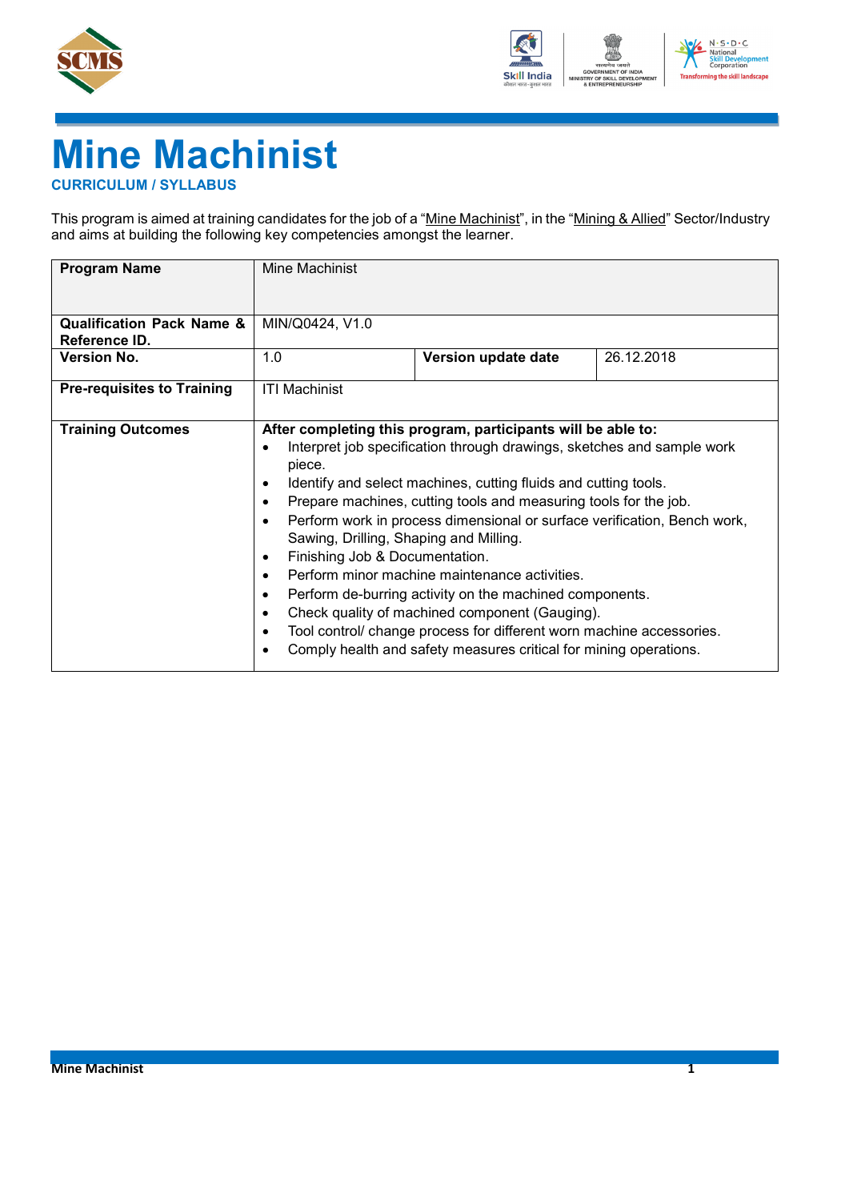# Mine Machinist

**CURRICULUM / SYLLABUS**

This program is aimed at training candidates for the job of a "Mine Machinist", in the "Mining & Allied" Sector/Industry and aims at building the following key competencies amongst the learner.

| **Program Name** | Mine Machinist | | |
| --- | --- | --- | --- |
| **Qualification Pack Name & Reference ID.** | MIN/Q0424, V1.0 | | |
| **Version No.** | 1.0 | **Version update date** | 26.12.2018 |
| **Pre-requisites to Training** | ITI Machinist | | |
| **Training Outcomes** | **After completing this program, participants will be able to:**<br>• Interpret job specification through drawings, sketches and sample work piece.<br>• Identify and select machines, cutting fluids and cutting tools.<br>• Prepare machines, cutting tools and measuring tools for the job.<br>• Perform work in process dimensional or surface verification, Bench work, Sawing, Drilling, Shaping and Milling.<br>• Finishing Job & Documentation.<br>• Perform minor machine maintenance activities.<br>• Perform de-burring activity on the machined components.<br>• Check quality of machined component (Gauging).<br>• Tool control/ change process for different worn machine accessories.<br>• Comply health and safety measures critical for mining operations. | | |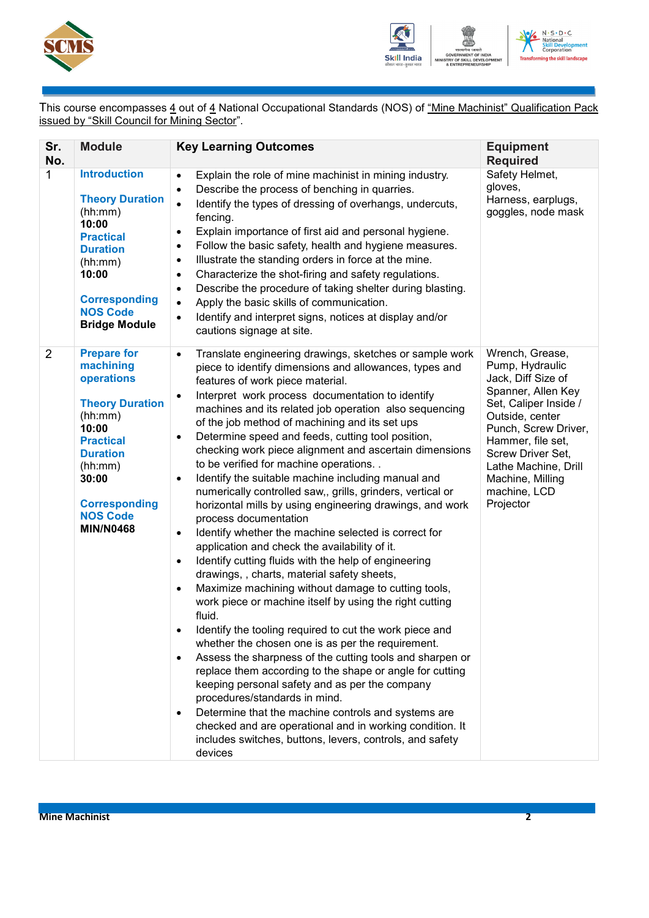This course encompasses 4 out of 4 National Occupational Standards (NOS) of "Mine Machinist" Qualification Pack issued by "Skill Council for Mining Sector".

| Sr. No. | Module | Key Learning Outcomes | Equipment Required |
|---|---|---|---|
| 1 | **Introduction**<br><br>**Theory Duration** (hh:mm)<br>**10:00**<br>**Practical Duration** (hh:mm)<br>**10:00**<br><br>**Corresponding NOS Code**<br>**Bridge Module** | • Explain the role of mine machinist in mining industry.<br>• Describe the process of benching in quarries.<br>• Identify the types of dressing of overhangs, undercuts, fencing.<br>• Explain importance of first aid and personal hygiene.<br>• Follow the basic safety, health and hygiene measures.<br>• Illustrate the standing orders in force at the mine.<br>• Characterize the shot-firing and safety regulations.<br>• Describe the procedure of taking shelter during blasting.<br>• Apply the basic skills of communication.<br>• Identify and interpret signs, notices at display and/or cautions signage at site. | Safety Helmet, gloves, Harness, earplugs, goggles, node mask |
| 2 | **Prepare for machining operations**<br><br>**Theory Duration** (hh:mm)<br>**10:00**<br>**Practical Duration** (hh:mm)<br>**30:00**<br><br>**Corresponding NOS Code**<br>**MIN/N0468** | • Translate engineering drawings, sketches or sample work piece to identify dimensions and allowances, types and features of work piece material.<br>• Interpret work process documentation to identify machines and its related job operation also sequencing of the job method of machining and its set ups<br>• Determine speed and feeds, cutting tool position, checking work piece alignment and ascertain dimensions to be verified for machine operations. .<br>• Identify the suitable machine including manual and numerically controlled saw,, grills, grinders, vertical or horizontal mills by using engineering drawings, and work process documentation<br>• Identify whether the machine selected is correct for application and check the availability of it.<br>• Identify cutting fluids with the help of engineering drawings, , charts, material safety sheets,<br>• Maximize machining without damage to cutting tools, work piece or machine itself by using the right cutting fluid.<br>• Identify the tooling required to cut the work piece and whether the chosen one is as per the requirement.<br>• Assess the sharpness of the cutting tools and sharpen or replace them according to the shape or angle for cutting keeping personal safety and as per the company procedures/standards in mind.<br>• Determine that the machine controls and systems are checked and are operational and in working condition. It includes switches, buttons, levers, controls, and safety devices | Wrench, Grease, Pump, Hydraulic Jack, Diff Size of Spanner, Allen Key Set, Caliper Inside / Outside, center Punch, Screw Driver, Hammer, file set, Screw Driver Set, Lathe Machine, Drill Machine, Milling machine, LCD Projector |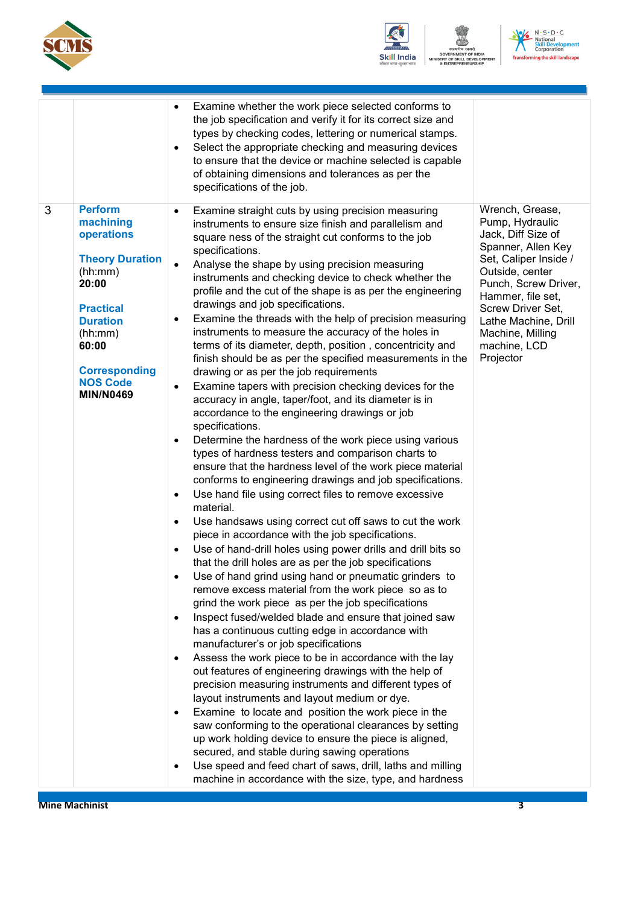| | | | |
|---|---|---|---|
| | | • Examine whether the work piece selected conforms to the job specification and verify it for its correct size and types by checking codes, lettering or numerical stamps.<br>• Select the appropriate checking and measuring devices to ensure that the device or machine selected is capable of obtaining dimensions and tolerances as per the specifications of the job. | |
| 3 | **Perform machining operations**<br><br>**Theory Duration** (hh:mm)<br>**20:00**<br><br>**Practical Duration** (hh:mm)<br>**60:00**<br><br>**Corresponding NOS Code**<br>**MIN/N0469** | • Examine straight cuts by using precision measuring instruments to ensure size finish and parallelism and square ness of the straight cut conforms to the job specifications.<br>• Analyse the shape by using precision measuring instruments and checking device to check whether the profile and the cut of the shape is as per the engineering drawings and job specifications.<br>• Examine the threads with the help of precision measuring instruments to measure the accuracy of the holes in terms of its diameter, depth, position , concentricity and finish should be as per the specified measurements in the drawing or as per the job requirements<br>• Examine tapers with precision checking devices for the accuracy in angle, taper/foot, and its diameter is in accordance to the engineering drawings or job specifications.<br>• Determine the hardness of the work piece using various types of hardness testers and comparison charts to ensure that the hardness level of the work piece material conforms to engineering drawings and job specifications.<br>• Use hand file using correct files to remove excessive material.<br>• Use handsaws using correct cut off saws to cut the work piece in accordance with the job specifications.<br>• Use of hand-drill holes using power drills and drill bits so that the drill holes are as per the job specifications<br>• Use of hand grind using hand or pneumatic grinders to remove excess material from the work piece so as to grind the work piece as per the job specifications<br>• Inspect fused/welded blade and ensure that joined saw has a continuous cutting edge in accordance with manufacturer's or job specifications<br>• Assess the work piece to be in accordance with the lay out features of engineering drawings with the help of precision measuring instruments and different types of layout instruments and layout medium or dye.<br>• Examine to locate and position the work piece in the saw conforming to the operational clearances by setting up work holding device to ensure the piece is aligned, secured, and stable during sawing operations<br>• Use speed and feed chart of saws, drill, laths and milling machine in accordance with the size, type, and hardness | Wrench, Grease, Pump, Hydraulic Jack, Diff Size of Spanner, Allen Key Set, Caliper Inside / Outside, center Punch, Screw Driver, Hammer, file set, Screw Driver Set, Lathe Machine, Drill Machine, Milling machine, LCD Projector |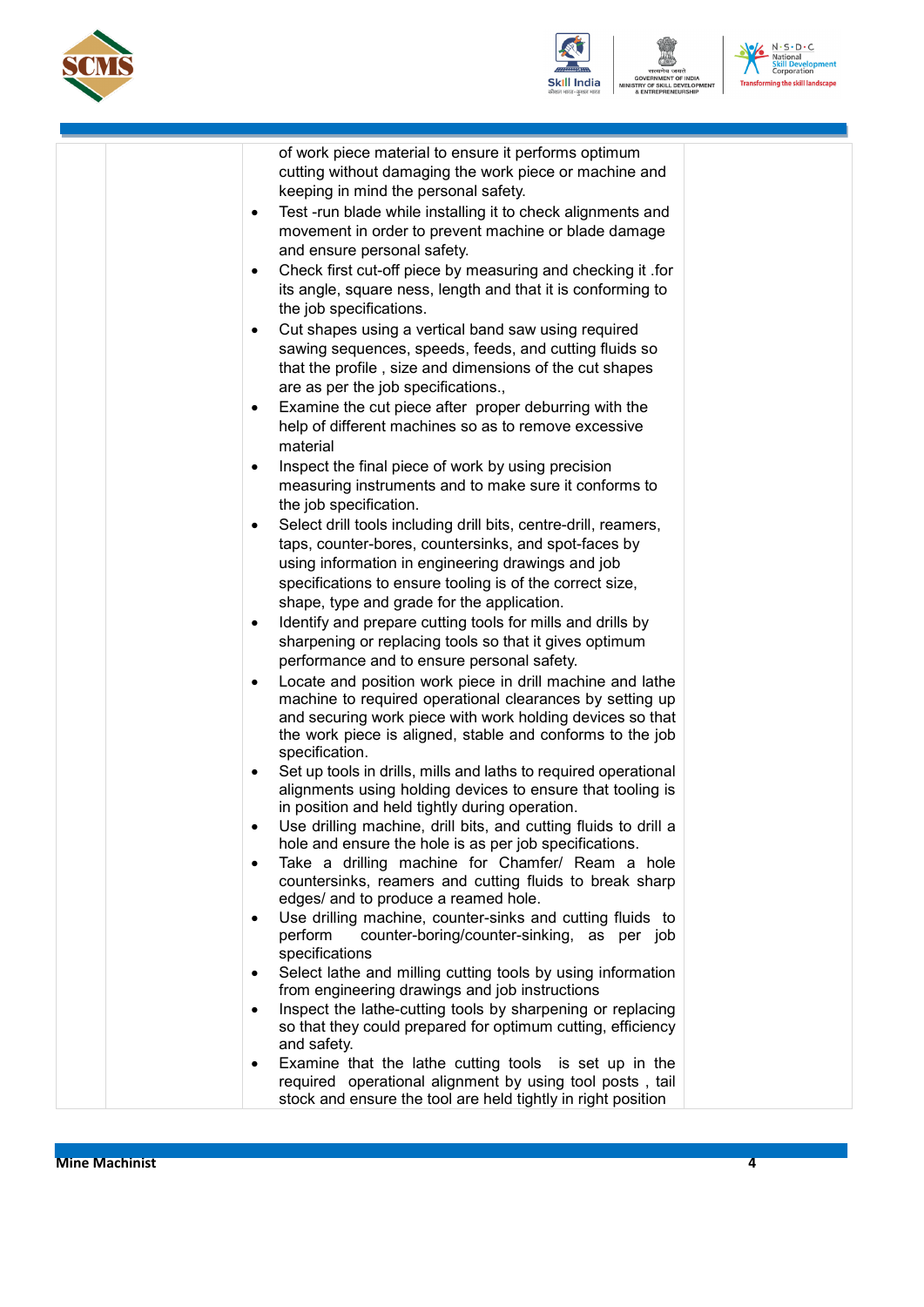| | | | |
|---|---|---|---|
| | | of work piece material to ensure it performs optimum cutting without damaging the work piece or machine and keeping in mind the personal safety.<br>• Test -run blade while installing it to check alignments and movement in order to prevent machine or blade damage and ensure personal safety.<br>• Check first cut-off piece by measuring and checking it .for its angle, square ness, length and that it is conforming to the job specifications.<br>• Cut shapes using a vertical band saw using required sawing sequences, speeds, feeds, and cutting fluids so that the profile , size and dimensions of the cut shapes are as per the job specifications.,<br>• Examine the cut piece after proper deburring with the help of different machines so as to remove excessive material<br>• Inspect the final piece of work by using precision measuring instruments and to make sure it conforms to the job specification.<br>• Select drill tools including drill bits, centre-drill, reamers, taps, counter-bores, countersinks, and spot-faces by using information in engineering drawings and job specifications to ensure tooling is of the correct size, shape, type and grade for the application.<br>• Identify and prepare cutting tools for mills and drills by sharpening or replacing tools so that it gives optimum performance and to ensure personal safety.<br>• Locate and position work piece in drill machine and lathe machine to required operational clearances by setting up and securing work piece with work holding devices so that the work piece is aligned, stable and conforms to the job specification.<br>• Set up tools in drills, mills and laths to required operational alignments using holding devices to ensure that tooling is in position and held tightly during operation.<br>• Use drilling machine, drill bits, and cutting fluids to drill a hole and ensure the hole is as per job specifications.<br>• Take a drilling machine for Chamfer/ Ream a hole countersinks, reamers and cutting fluids to break sharp edges/ and to produce a reamed hole.<br>• Use drilling machine, counter-sinks and cutting fluids to perform counter-boring/counter-sinking, as per job specifications<br>• Select lathe and milling cutting tools by using information from engineering drawings and job instructions<br>• Inspect the lathe-cutting tools by sharpening or replacing so that they could prepared for optimum cutting, efficiency and safety.<br>• Examine that the lathe cutting tools is set up in the required operational alignment by using tool posts , tail stock and ensure the tool are held tightly in right position | |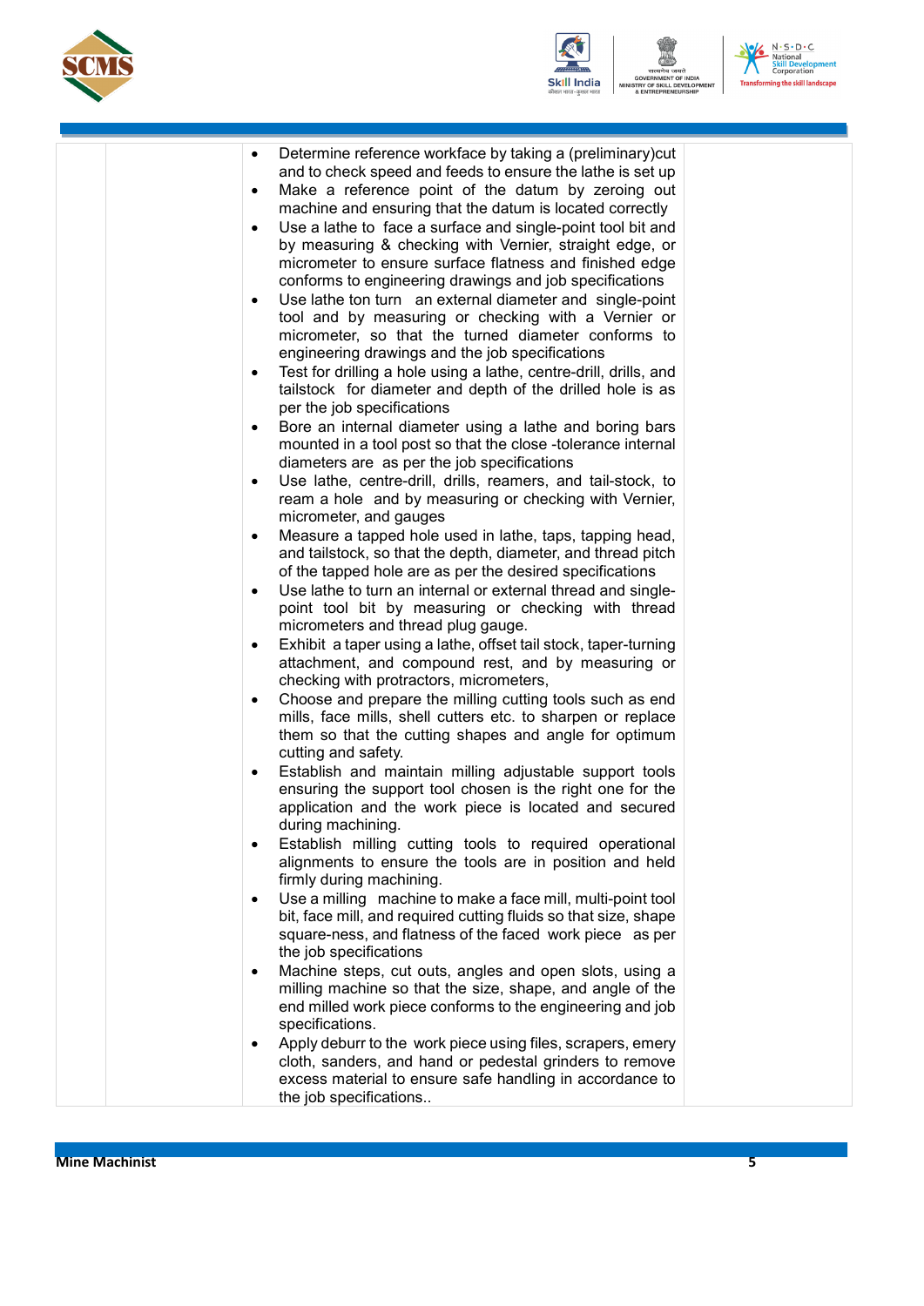| | | | |
|---|---|---|---|
| | | • Determine reference workface by taking a (preliminary)cut and to check speed and feeds to ensure the lathe is set up<br>• Make a reference point of the datum by zeroing out machine and ensuring that the datum is located correctly<br>• Use a lathe to face a surface and single-point tool bit and by measuring & checking with Vernier, straight edge, or micrometer to ensure surface flatness and finished edge conforms to engineering drawings and job specifications<br>• Use lathe ton turn an external diameter and single-point tool and by measuring or checking with a Vernier or micrometer, so that the turned diameter conforms to engineering drawings and the job specifications<br>• Test for drilling a hole using a lathe, centre-drill, drills, and tailstock for diameter and depth of the drilled hole is as per the job specifications<br>• Bore an internal diameter using a lathe and boring bars mounted in a tool post so that the close -tolerance internal diameters are as per the job specifications<br>• Use lathe, centre-drill, drills, reamers, and tail-stock, to ream a hole and by measuring or checking with Vernier, micrometer, and gauges<br>• Measure a tapped hole used in lathe, taps, tapping head, and tailstock, so that the depth, diameter, and thread pitch of the tapped hole are as per the desired specifications<br>• Use lathe to turn an internal or external thread and single-point tool bit by measuring or checking with thread micrometers and thread plug gauge.<br>• Exhibit a taper using a lathe, offset tail stock, taper-turning attachment, and compound rest, and by measuring or checking with protractors, micrometers,<br>• Choose and prepare the milling cutting tools such as end mills, face mills, shell cutters etc. to sharpen or replace them so that the cutting shapes and angle for optimum cutting and safety.<br>• Establish and maintain milling adjustable support tools ensuring the support tool chosen is the right one for the application and the work piece is located and secured during machining.<br>• Establish milling cutting tools to required operational alignments to ensure the tools are in position and held firmly during machining.<br>• Use a milling machine to make a face mill, multi-point tool bit, face mill, and required cutting fluids so that size, shape square-ness, and flatness of the faced work piece as per the job specifications<br>• Machine steps, cut outs, angles and open slots, using a milling machine so that the size, shape, and angle of the end milled work piece conforms to the engineering and job specifications.<br>• Apply deburr to the work piece using files, scrapers, emery cloth, sanders, and hand or pedestal grinders to remove excess material to ensure safe handling in accordance to the job specifications.. | |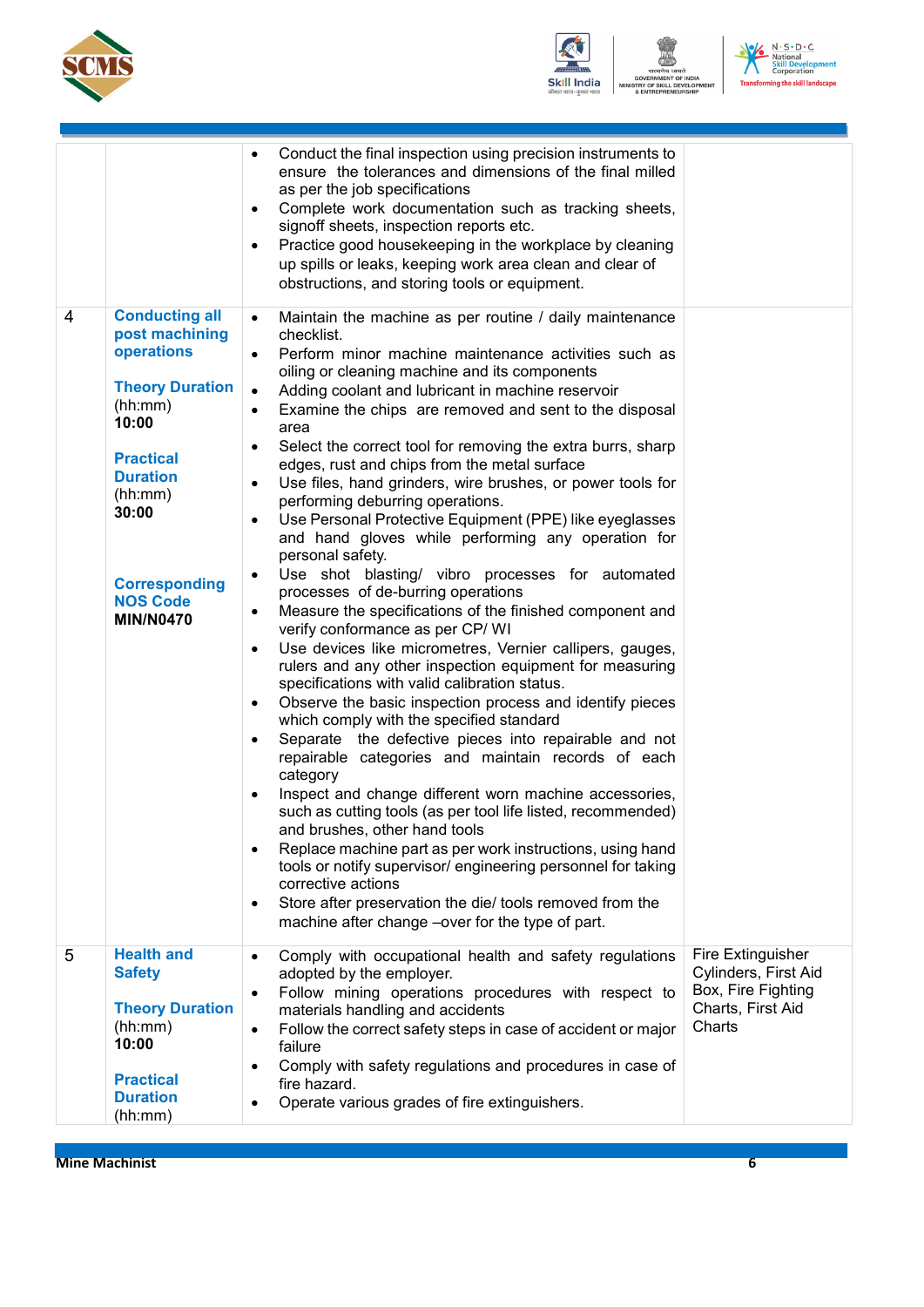| | | | |
|---|---|---|---|
| | | • Conduct the final inspection using precision instruments to ensure the tolerances and dimensions of the final milled as per the job specifications<br>• Complete work documentation such as tracking sheets, signoff sheets, inspection reports etc.<br>• Practice good housekeeping in the workplace by cleaning up spills or leaks, keeping work area clean and clear of obstructions, and storing tools or equipment. | |
| 4 | **Conducting all post machining operations**<br><br>**Theory Duration** (hh:mm)<br>**10:00**<br><br>**Practical Duration** (hh:mm)<br>**30:00**<br><br>**Corresponding NOS Code**<br>**MIN/N0470** | • Maintain the machine as per routine / daily maintenance checklist.<br>• Perform minor machine maintenance activities such as oiling or cleaning machine and its components<br>• Adding coolant and lubricant in machine reservoir<br>• Examine the chips are removed and sent to the disposal area<br>• Select the correct tool for removing the extra burrs, sharp edges, rust and chips from the metal surface<br>• Use files, hand grinders, wire brushes, or power tools for performing deburring operations.<br>• Use Personal Protective Equipment (PPE) like eyeglasses and hand gloves while performing any operation for personal safety.<br>• Use shot blasting/ vibro processes for automated processes of de-burring operations<br>• Measure the specifications of the finished component and verify conformance as per CP/ WI<br>• Use devices like micrometres, Vernier callipers, gauges, rulers and any other inspection equipment for measuring specifications with valid calibration status.<br>• Observe the basic inspection process and identify pieces which comply with the specified standard<br>• Separate the defective pieces into repairable and not repairable categories and maintain records of each category<br>• Inspect and change different worn machine accessories, such as cutting tools (as per tool life listed, recommended) and brushes, other hand tools<br>• Replace machine part as per work instructions, using hand tools or notify supervisor/ engineering personnel for taking corrective actions<br>• Store after preservation the die/ tools removed from the machine after change –over for the type of part. | |
| 5 | **Health and Safety**<br><br>**Theory Duration** (hh:mm)<br>**10:00**<br><br>**Practical Duration** (hh:mm) | • Comply with occupational health and safety regulations adopted by the employer.<br>• Follow mining operations procedures with respect to materials handling and accidents<br>• Follow the correct safety steps in case of accident or major failure<br>• Comply with safety regulations and procedures in case of fire hazard.<br>• Operate various grades of fire extinguishers. | Fire Extinguisher Cylinders, First Aid Box, Fire Fighting Charts, First Aid Charts |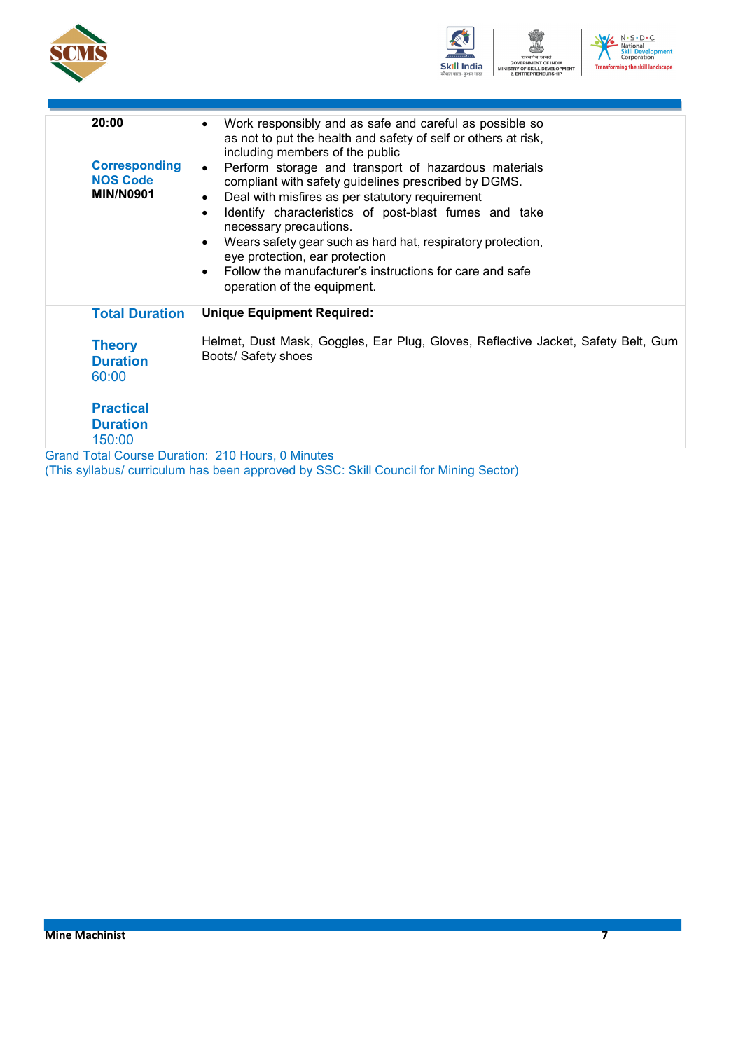| | | | |
|---|---|---|---|
| | **20:00**<br><br>**Corresponding NOS Code**<br>**MIN/N0901** | • Work responsibly and as safe and careful as possible so as not to put the health and safety of self or others at risk, including members of the public<br>• Perform storage and transport of hazardous materials compliant with safety guidelines prescribed by DGMS.<br>• Deal with misfires as per statutory requirement<br>• Identify characteristics of post-blast fumes and take necessary precautions.<br>• Wears safety gear such as hard hat, respiratory protection, eye protection, ear protection<br>• Follow the manufacturer's instructions for care and safe operation of the equipment. | |
| | **Total Duration**<br><br>**Theory Duration**<br>60:00<br><br>**Practical Duration**<br>150:00 | **Unique Equipment Required:**<br><br>Helmet, Dust Mask, Goggles, Ear Plug, Gloves, Reflective Jacket, Safety Belt, Gum Boots/ Safety shoes | |

Grand Total Course Duration: 210 Hours, 0 Minutes

(This syllabus/ curriculum has been approved by SSC: Skill Council for Mining Sector)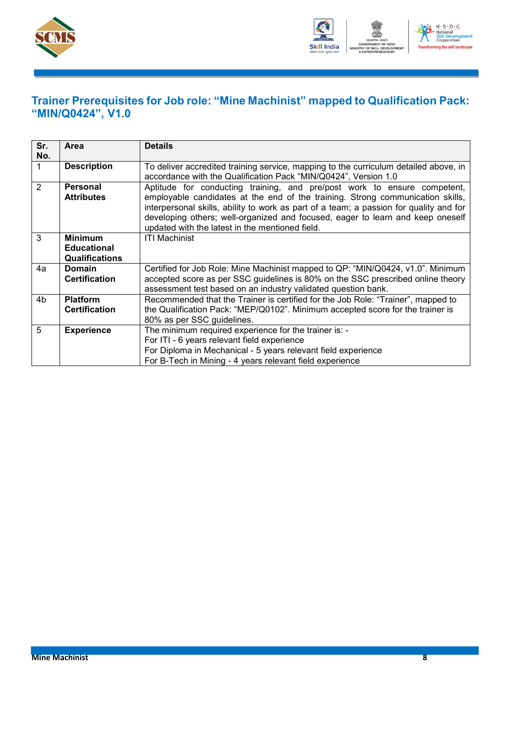## Trainer Prerequisites for Job role: "Mine Machinist" mapped to Qualification Pack: "MIN/Q0424", V1.0

| Sr. No. | Area | Details |
|---|---|---|
| 1 | **Description** | To deliver accredited training service, mapping to the curriculum detailed above, in accordance with the Qualification Pack "MIN/Q0424", Version 1.0 |
| 2 | **Personal Attributes** | Aptitude for conducting training, and pre/post work to ensure competent, employable candidates at the end of the training. Strong communication skills, interpersonal skills, ability to work as part of a team; a passion for quality and for developing others; well-organized and focused, eager to learn and keep oneself updated with the latest in the mentioned field. |
| 3 | **Minimum Educational Qualifications** | ITI Machinist |
| 4a | **Domain Certification** | Certified for Job Role: Mine Machinist mapped to QP: "MIN/Q0424, v1.0". Minimum accepted score as per SSC guidelines is 80% on the SSC prescribed online theory assessment test based on an industry validated question bank. |
| 4b | **Platform Certification** | Recommended that the Trainer is certified for the Job Role: "Trainer", mapped to the Qualification Pack: "MEP/Q0102". Minimum accepted score for the trainer is 80% as per SSC guidelines. |
| 5 | **Experience** | The minimum required experience for the trainer is: -<br>For ITI - 6 years relevant field experience<br>For Diploma in Mechanical - 5 years relevant field experience<br>For B-Tech in Mining - 4 years relevant field experience |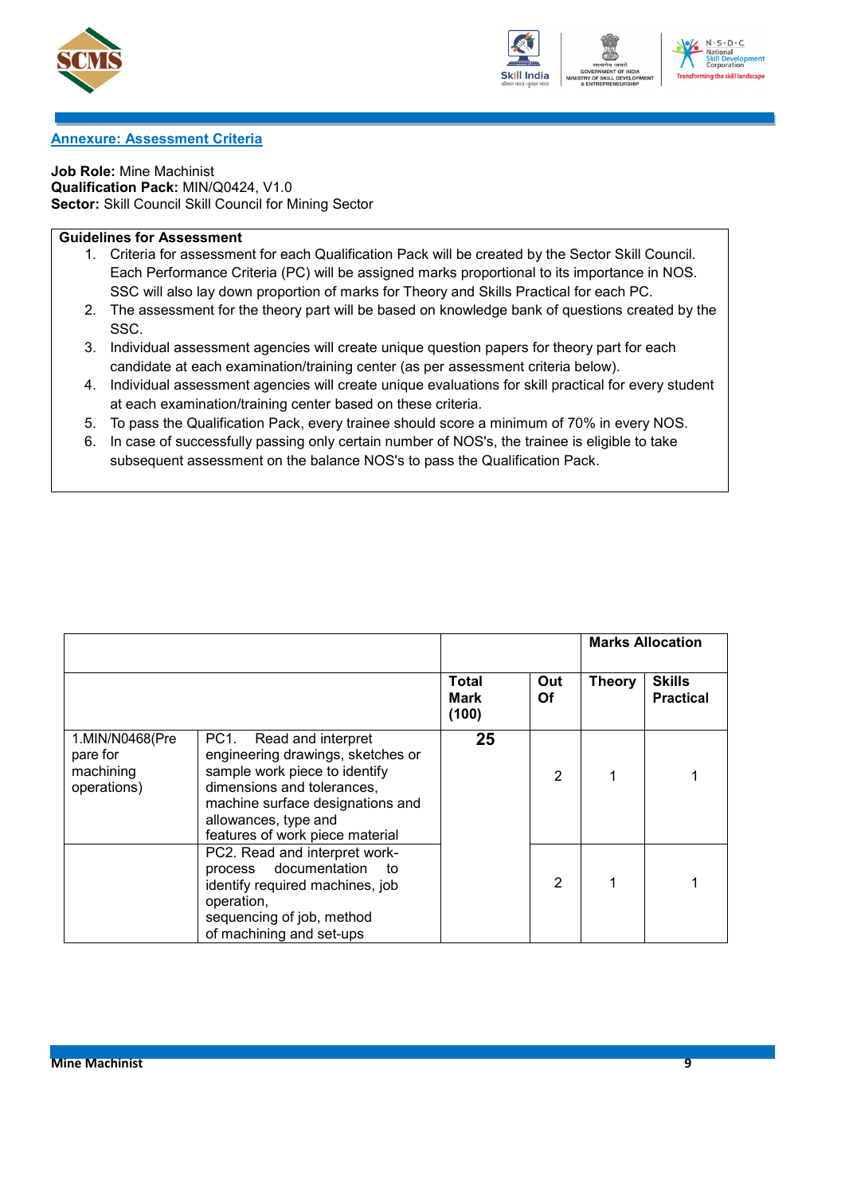**Annexure: Assessment Criteria**

**Job Role:** Mine Machinist
**Qualification Pack:** MIN/Q0424, V1.0
**Sector:** Skill Council Skill Council for Mining Sector

**Guidelines for Assessment**

1. Criteria for assessment for each Qualification Pack will be created by the Sector Skill Council. Each Performance Criteria (PC) will be assigned marks proportional to its importance in NOS. SSC will also lay down proportion of marks for Theory and Skills Practical for each PC.
2. The assessment for the theory part will be based on knowledge bank of questions created by the SSC.
3. Individual assessment agencies will create unique question papers for theory part for each candidate at each examination/training center (as per assessment criteria below).
4. Individual assessment agencies will create unique evaluations for skill practical for every student at each examination/training center based on these criteria.
5. To pass the Qualification Pack, every trainee should score a minimum of 70% in every NOS.
6. In case of successfully passing only certain number of NOS's, the trainee is eligible to take subsequent assessment on the balance NOS's to pass the Qualification Pack.

| | | | | Marks Allocation | |
|---|---|---|---|---|---|
| | | **Total Mark (100)** | **Out Of** | **Theory** | **Skills Practical** |
| 1.MIN/N0468(Prepare for machining operations) | PC1. Read and interpret engineering drawings, sketches or sample work piece to identify dimensions and tolerances, machine surface designations and allowances, type and features of work piece material | **25** | 2 | 1 | 1 |
| | PC2. Read and interpret work-process documentation to identify required machines, job operation, sequencing of job, method of machining and set-ups | | 2 | 1 | 1 |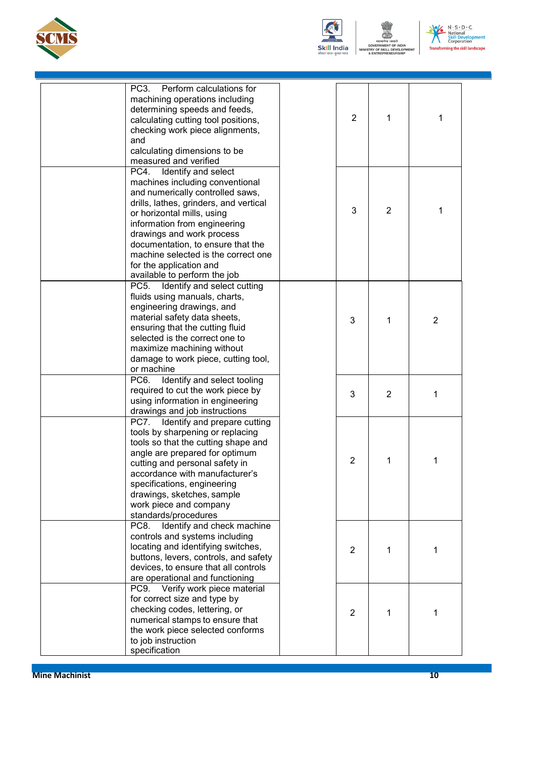| | | | | | |
|---|---|---|---|---|---|
| | PC3. Perform calculations for machining operations including determining speeds and feeds, calculating cutting tool positions, checking work piece alignments, and calculating dimensions to be measured and verified | | 2 | 1 | 1 |
| | PC4. Identify and select machines including conventional and numerically controlled saws, drills, lathes, grinders, and vertical or horizontal mills, using information from engineering drawings and work process documentation, to ensure that the machine selected is the correct one for the application and available to perform the job | | 3 | 2 | 1 |
| | PC5. Identify and select cutting fluids using manuals, charts, engineering drawings, and material safety data sheets, ensuring that the cutting fluid selected is the correct one to maximize machining without damage to work piece, cutting tool, or machine | | 3 | 1 | 2 |
| | PC6. Identify and select tooling required to cut the work piece by using information in engineering drawings and job instructions | | 3 | 2 | 1 |
| | PC7. Identify and prepare cutting tools by sharpening or replacing tools so that the cutting shape and angle are prepared for optimum cutting and personal safety in accordance with manufacturer's specifications, engineering drawings, sketches, sample work piece and company standards/procedures | | 2 | 1 | 1 |
| | PC8. Identify and check machine controls and systems including locating and identifying switches, buttons, levers, controls, and safety devices, to ensure that all controls are operational and functioning | | 2 | 1 | 1 |
| | PC9. Verify work piece material for correct size and type by checking codes, lettering, or numerical stamps to ensure that the work piece selected conforms to job instruction specification | | 2 | 1 | 1 |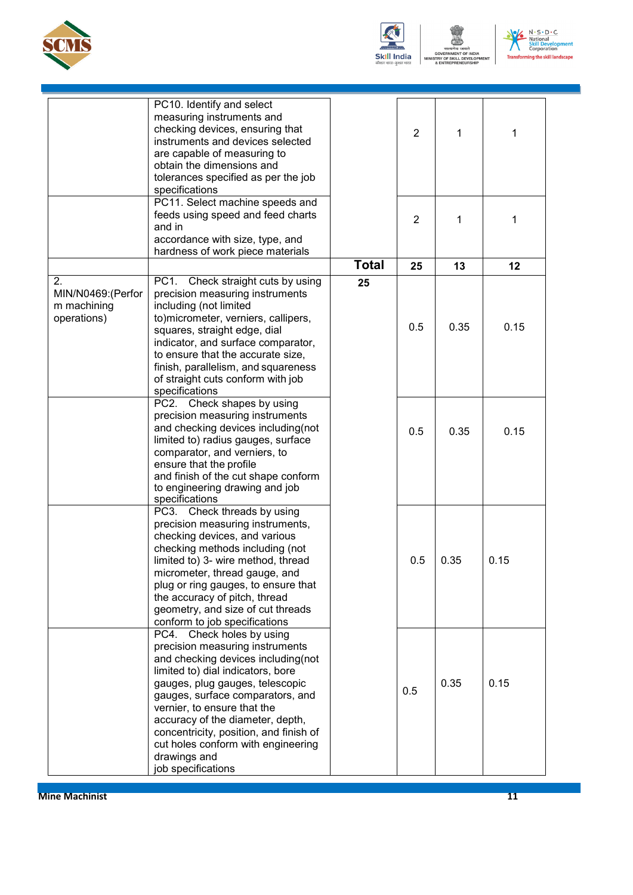| | | | | | |
|---|---|---|---|---|---|
| | PC10. Identify and select measuring instruments and checking devices, ensuring that instruments and devices selected are capable of measuring to obtain the dimensions and tolerances specified as per the job specifications | | 2 | 1 | 1 |
| | PC11. Select machine speeds and feeds using speed and feed charts and in accordance with size, type, and hardness of work piece materials | | 2 | 1 | 1 |
| | | **Total** | **25** | **13** | **12** |
| 2. MIN/N0469:(Perform machining operations) | PC1. Check straight cuts by using precision measuring instruments including (not limited to)micrometer, verniers, callipers, squares, straight edge, dial indicator, and surface comparator, to ensure that the accurate size, finish, parallelism, and squareness of straight cuts conform with job specifications | **25** | 0.5 | 0.35 | 0.15 |
| | PC2. Check shapes by using precision measuring instruments and checking devices including(not limited to) radius gauges, surface comparator, and verniers, to ensure that the profile and finish of the cut shape conform to engineering drawing and job specifications | | 0.5 | 0.35 | 0.15 |
| | PC3. Check threads by using precision measuring instruments, checking devices, and various checking methods including (not limited to) 3- wire method, thread micrometer, thread gauge, and plug or ring gauges, to ensure that the accuracy of pitch, thread geometry, and size of cut threads conform to job specifications | | 0.5 | 0.35 | 0.15 |
| | PC4. Check holes by using precision measuring instruments and checking devices including(not limited to) dial indicators, bore gauges, plug gauges, telescopic gauges, surface comparators, and vernier, to ensure that the accuracy of the diameter, depth, concentricity, position, and finish of cut holes conform with engineering drawings and job specifications | | 0.5 | 0.35 | 0.15 |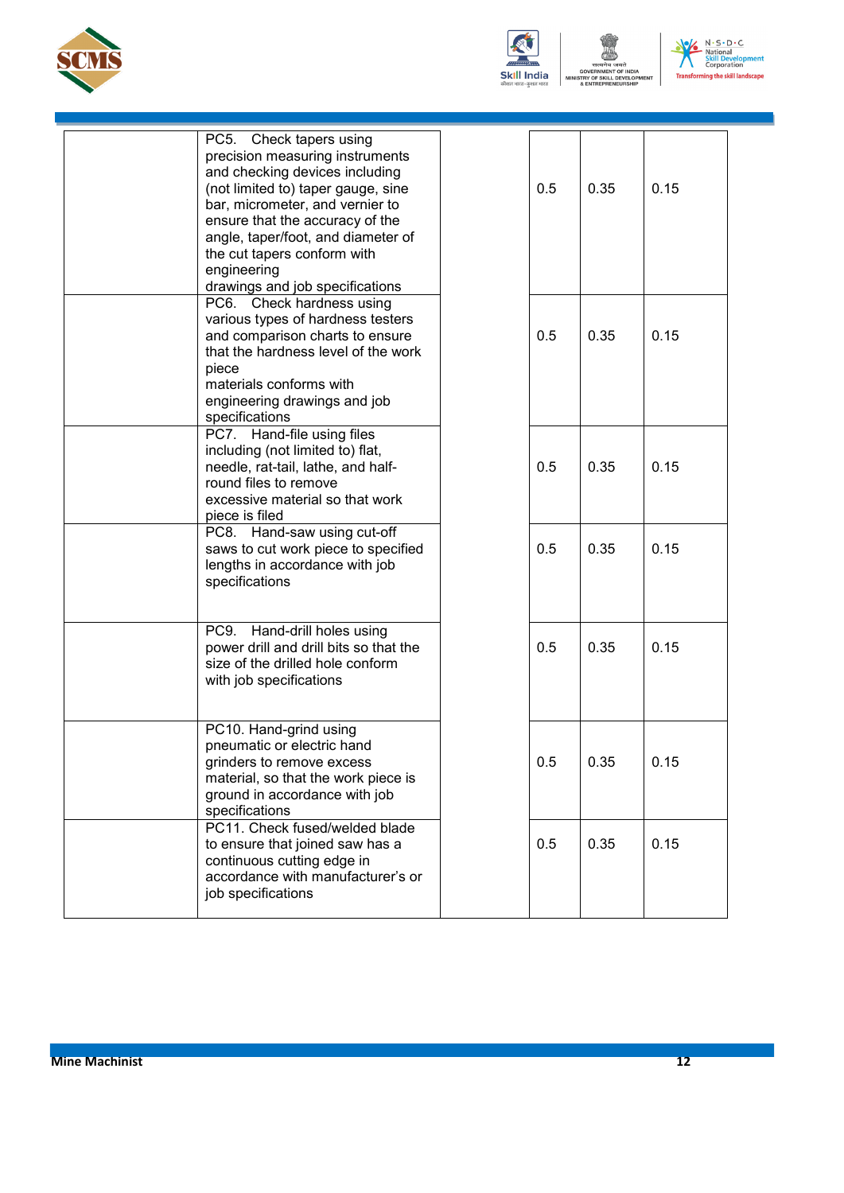| | | | | | |
|---|---|---|---|---|---|
| | PC5. Check tapers using precision measuring instruments and checking devices including (not limited to) taper gauge, sine bar, micrometer, and vernier to ensure that the accuracy of the angle, taper/foot, and diameter of the cut tapers conform with engineering drawings and job specifications | | 0.5 | 0.35 | 0.15 |
| | PC6. Check hardness using various types of hardness testers and comparison charts to ensure that the hardness level of the work piece materials conforms with engineering drawings and job specifications | | 0.5 | 0.35 | 0.15 |
| | PC7. Hand-file using files including (not limited to) flat, needle, rat-tail, lathe, and half-round files to remove excessive material so that work piece is filed | | 0.5 | 0.35 | 0.15 |
| | PC8. Hand-saw using cut-off saws to cut work piece to specified lengths in accordance with job specifications | | 0.5 | 0.35 | 0.15 |
| | PC9. Hand-drill holes using power drill and drill bits so that the size of the drilled hole conform with job specifications | | 0.5 | 0.35 | 0.15 |
| | PC10. Hand-grind using pneumatic or electric hand grinders to remove excess material, so that the work piece is ground in accordance with job specifications | | 0.5 | 0.35 | 0.15 |
| | PC11. Check fused/welded blade to ensure that joined saw has a continuous cutting edge in accordance with manufacturer's or job specifications | | 0.5 | 0.35 | 0.15 |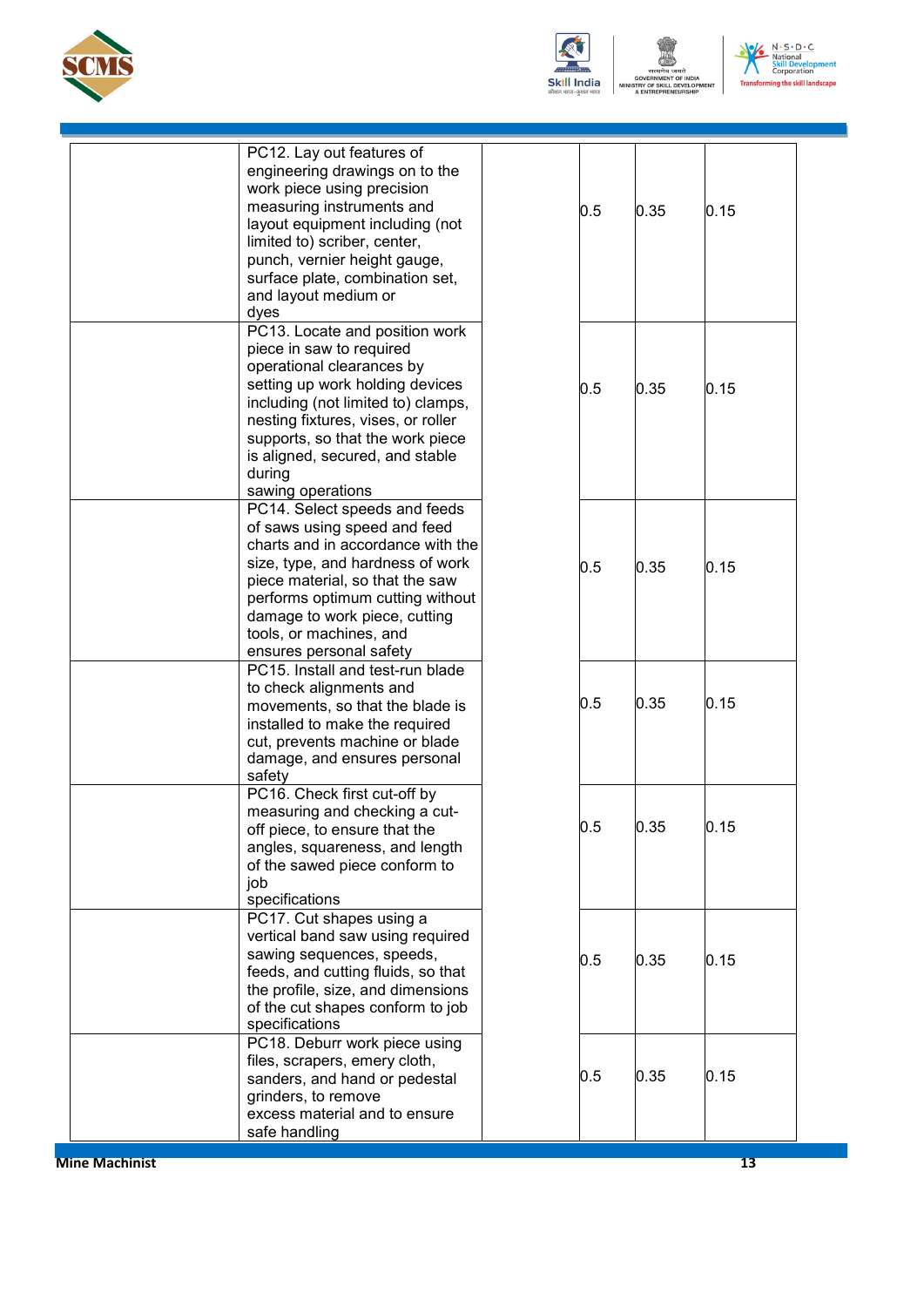| | | | | | |
|---|---|---|---|---|---|
| | PC12. Lay out features of engineering drawings on to the work piece using precision measuring instruments and layout equipment including (not limited to) scriber, center, punch, vernier height gauge, surface plate, combination set, and layout medium or dyes | | 0.5 | 0.35 | 0.15 |
| | PC13. Locate and position work piece in saw to required operational clearances by setting up work holding devices including (not limited to) clamps, nesting fixtures, vises, or roller supports, so that the work piece is aligned, secured, and stable during sawing operations | | 0.5 | 0.35 | 0.15 |
| | PC14. Select speeds and feeds of saws using speed and feed charts and in accordance with the size, type, and hardness of work piece material, so that the saw performs optimum cutting without damage to work piece, cutting tools, or machines, and ensures personal safety | | 0.5 | 0.35 | 0.15 |
| | PC15. Install and test-run blade to check alignments and movements, so that the blade is installed to make the required cut, prevents machine or blade damage, and ensures personal safety | | 0.5 | 0.35 | 0.15 |
| | PC16. Check first cut-off by measuring and checking a cut-off piece, to ensure that the angles, squareness, and length of the sawed piece conform to job specifications | | 0.5 | 0.35 | 0.15 |
| | PC17. Cut shapes using a vertical band saw using required sawing sequences, speeds, feeds, and cutting fluids, so that the profile, size, and dimensions of the cut shapes conform to job specifications | | 0.5 | 0.35 | 0.15 |
| | PC18. Deburr work piece using files, scrapers, emery cloth, sanders, and hand or pedestal grinders, to remove excess material and to ensure safe handling | | 0.5 | 0.35 | 0.15 |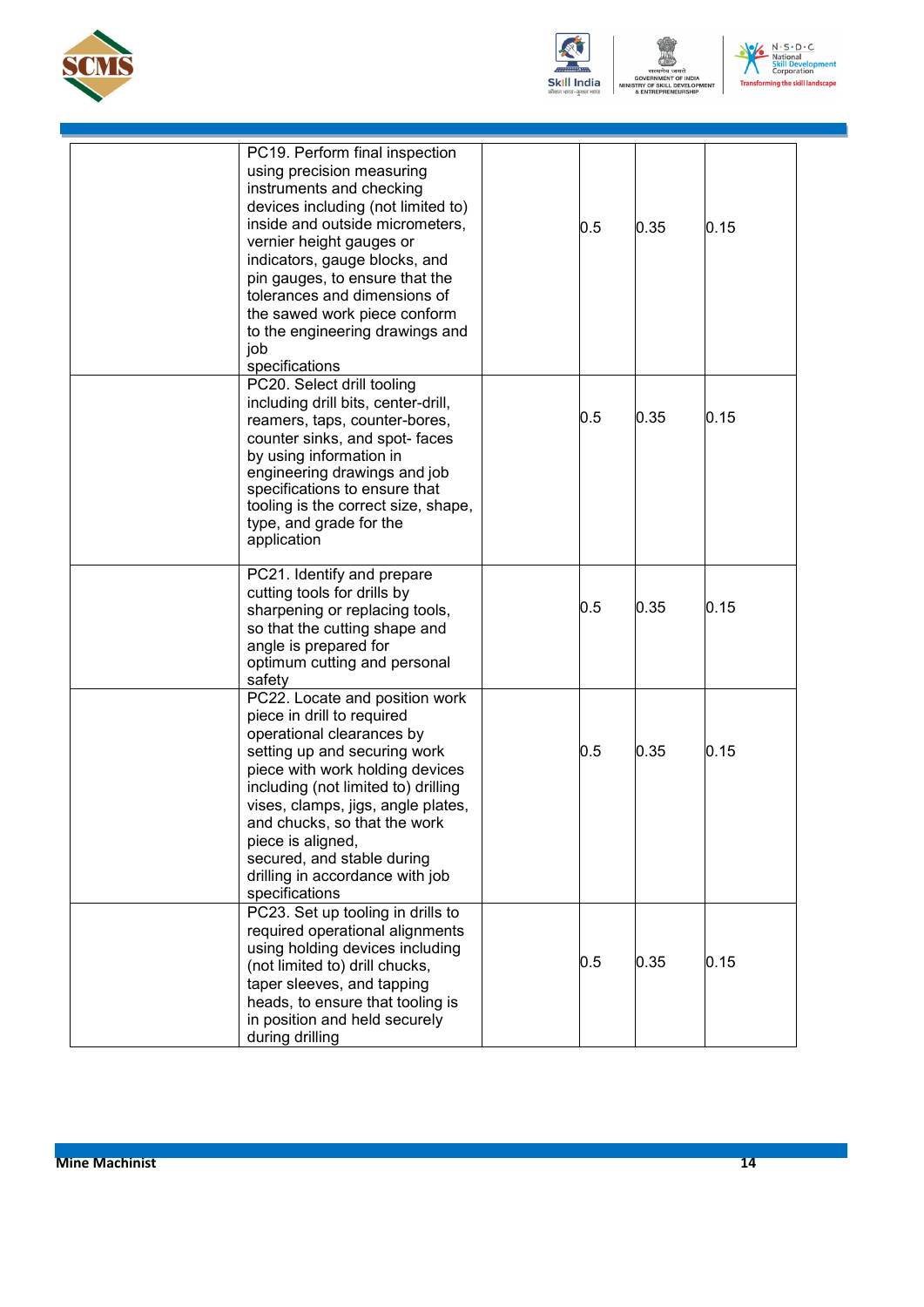| | | | | | |
|---|---|---|---|---|---|
| | PC19. Perform final inspection using precision measuring instruments and checking devices including (not limited to) inside and outside micrometers, vernier height gauges or indicators, gauge blocks, and pin gauges, to ensure that the tolerances and dimensions of the sawed work piece conform to the engineering drawings and job specifications | | 0.5 | 0.35 | 0.15 |
| | PC20. Select drill tooling including drill bits, center-drill, reamers, taps, counter-bores, counter sinks, and spot- faces by using information in engineering drawings and job specifications to ensure that tooling is the correct size, shape, type, and grade for the application | | 0.5 | 0.35 | 0.15 |
| | PC21. Identify and prepare cutting tools for drills by sharpening or replacing tools, so that the cutting shape and angle is prepared for optimum cutting and personal safety | | 0.5 | 0.35 | 0.15 |
| | PC22. Locate and position work piece in drill to required operational clearances by setting up and securing work piece with work holding devices including (not limited to) drilling vises, clamps, jigs, angle plates, and chucks, so that the work piece is aligned, secured, and stable during drilling in accordance with job specifications | | 0.5 | 0.35 | 0.15 |
| | PC23. Set up tooling in drills to required operational alignments using holding devices including (not limited to) drill chucks, taper sleeves, and tapping heads, to ensure that tooling is in position and held securely during drilling | | 0.5 | 0.35 | 0.15 |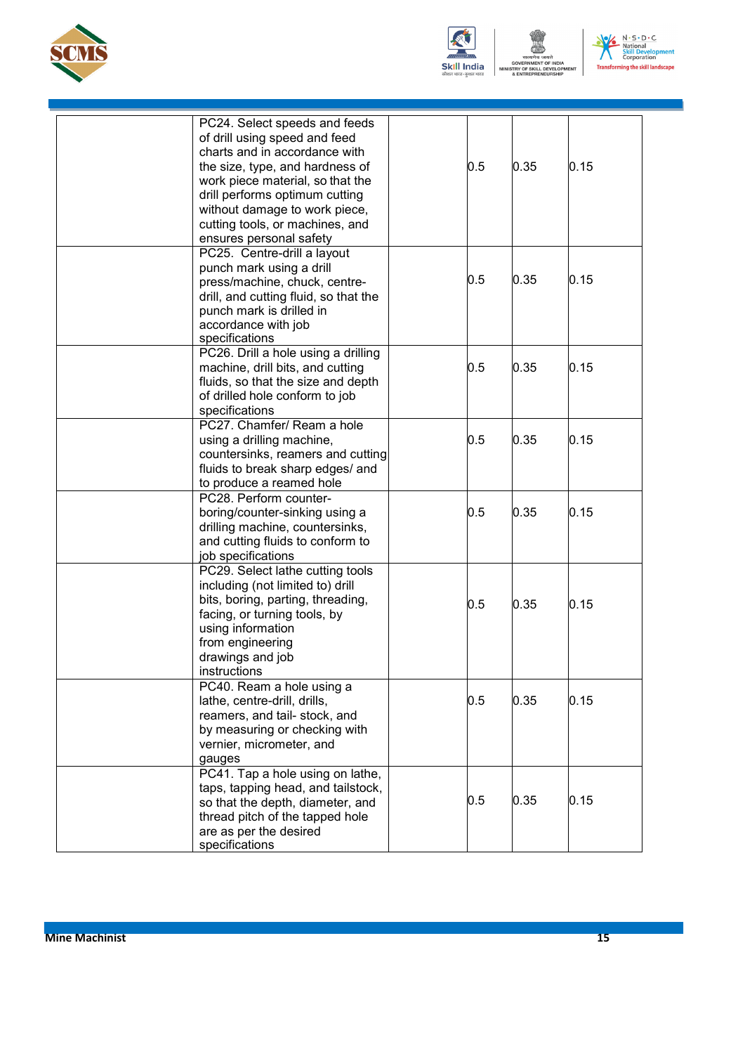| | | | | | |
|---|---|---|---|---|---|
| | PC24. Select speeds and feeds of drill using speed and feed charts and in accordance with the size, type, and hardness of work piece material, so that the drill performs optimum cutting without damage to work piece, cutting tools, or machines, and ensures personal safety | | 0.5 | 0.35 | 0.15 |
| | PC25. Centre-drill a layout punch mark using a drill press/machine, chuck, centre-drill, and cutting fluid, so that the punch mark is drilled in accordance with job specifications | | 0.5 | 0.35 | 0.15 |
| | PC26. Drill a hole using a drilling machine, drill bits, and cutting fluids, so that the size and depth of drilled hole conform to job specifications | | 0.5 | 0.35 | 0.15 |
| | PC27. Chamfer/ Ream a hole using a drilling machine, countersinks, reamers and cutting fluids to break sharp edges/ and to produce a reamed hole | | 0.5 | 0.35 | 0.15 |
| | PC28. Perform counter-boring/counter-sinking using a drilling machine, countersinks, and cutting fluids to conform to job specifications | | 0.5 | 0.35 | 0.15 |
| | PC29. Select lathe cutting tools including (not limited to) drill bits, boring, parting, threading, facing, or turning tools, by using information from engineering drawings and job instructions | | 0.5 | 0.35 | 0.15 |
| | PC40. Ream a hole using a lathe, centre-drill, drills, reamers, and tail- stock, and by measuring or checking with vernier, micrometer, and gauges | | 0.5 | 0.35 | 0.15 |
| | PC41. Tap a hole using on lathe, taps, tapping head, and tailstock, so that the depth, diameter, and thread pitch of the tapped hole are as per the desired specifications | | 0.5 | 0.35 | 0.15 |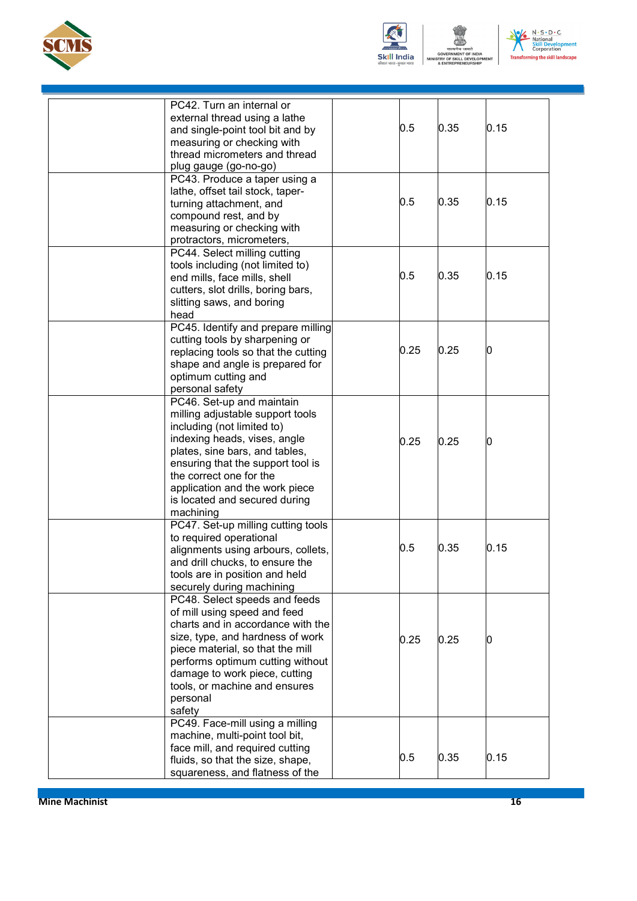| | | | | | |
|---|---|---|---|---|---|
| | PC42. Turn an internal or external thread using a lathe and single-point tool bit and by measuring or checking with thread micrometers and thread plug gauge (go-no-go) | | 0.5 | 0.35 | 0.15 |
| | PC43. Produce a taper using a lathe, offset tail stock, taper-turning attachment, and compound rest, and by measuring or checking with protractors, micrometers, | | 0.5 | 0.35 | 0.15 |
| | PC44. Select milling cutting tools including (not limited to) end mills, face mills, shell cutters, slot drills, boring bars, slitting saws, and boring head | | 0.5 | 0.35 | 0.15 |
| | PC45. Identify and prepare milling cutting tools by sharpening or replacing tools so that the cutting shape and angle is prepared for optimum cutting and personal safety | | 0.25 | 0.25 | 0 |
| | PC46. Set-up and maintain milling adjustable support tools including (not limited to) indexing heads, vises, angle plates, sine bars, and tables, ensuring that the support tool is the correct one for the application and the work piece is located and secured during machining | | 0.25 | 0.25 | 0 |
| | PC47. Set-up milling cutting tools to required operational alignments using arbours, collets, and drill chucks, to ensure the tools are in position and held securely during machining | | 0.5 | 0.35 | 0.15 |
| | PC48. Select speeds and feeds of mill using speed and feed charts and in accordance with the size, type, and hardness of work piece material, so that the mill performs optimum cutting without damage to work piece, cutting tools, or machine and ensures personal safety | | 0.25 | 0.25 | 0 |
| | PC49. Face-mill using a milling machine, multi-point tool bit, face mill, and required cutting fluids, so that the size, shape, squareness, and flatness of the | | 0.5 | 0.35 | 0.15 |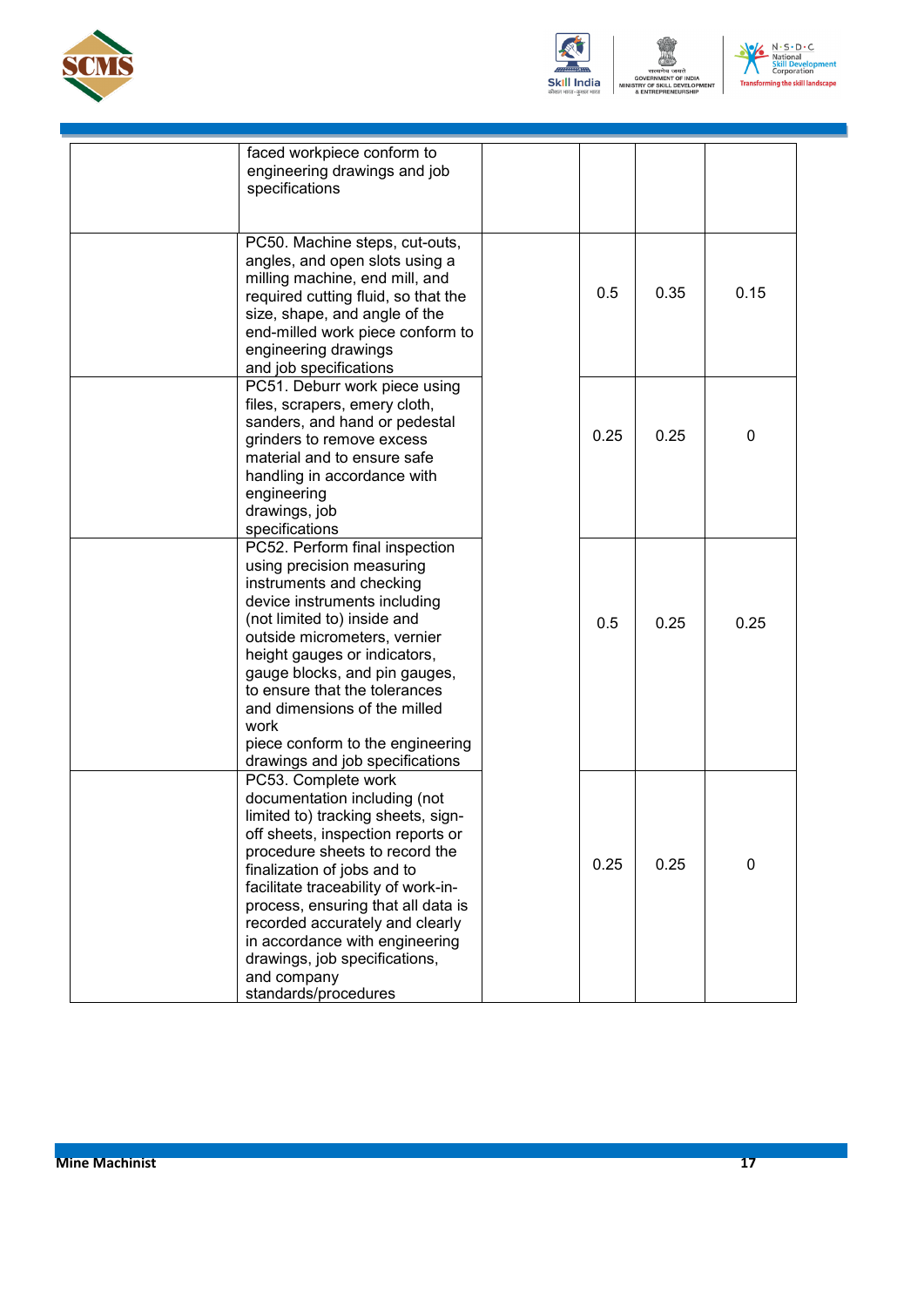|  |  |  |  |  |  |
|---|---|---|---|---|---|
|  | faced workpiece conform to engineering drawings and job specifications |  |  |  |  |
|  | PC50. Machine steps, cut-outs, angles, and open slots using a milling machine, end mill, and required cutting fluid, so that the size, shape, and angle of the end-milled work piece conform to engineering drawings and job specifications |  | 0.5 | 0.35 | 0.15 |
|  | PC51. Deburr work piece using files, scrapers, emery cloth, sanders, and hand or pedestal grinders to remove excess material and to ensure safe handling in accordance with engineering drawings, job specifications |  | 0.25 | 0.25 | 0 |
|  | PC52. Perform final inspection using precision measuring instruments and checking device instruments including (not limited to) inside and outside micrometers, vernier height gauges or indicators, gauge blocks, and pin gauges, to ensure that the tolerances and dimensions of the milled work piece conform to the engineering drawings and job specifications |  | 0.5 | 0.25 | 0.25 |
|  | PC53. Complete work documentation including (not limited to) tracking sheets, sign-off sheets, inspection reports or procedure sheets to record the finalization of jobs and to facilitate traceability of work-in-process, ensuring that all data is recorded accurately and clearly in accordance with engineering drawings, job specifications, and company standards/procedures |  | 0.25 | 0.25 | 0 |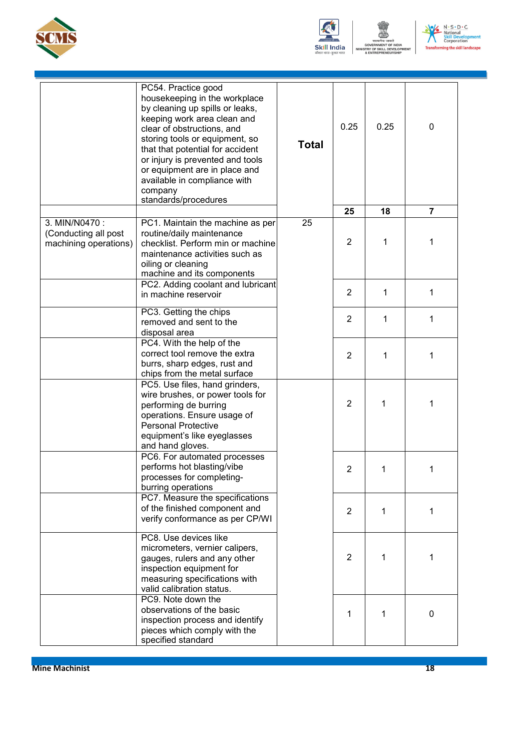|  |  |  |  |  |  |
|---|---|---|---|---|---|
|  | PC54. Practice good housekeeping in the workplace by cleaning up spills or leaks, keeping work area clean and clear of obstructions, and storing tools or equipment, so that that potential for accident or injury is prevented and tools or equipment are in place and available in compliance with company standards/procedures | **Total** | 0.25 | 0.25 | 0 |
|  |  |  | **25** | **18** | **7** |
| 3. MIN/N0470 : (Conducting all post machining operations) | PC1. Maintain the machine as per routine/daily maintenance checklist. Perform min or machine maintenance activities such as oiling or cleaning machine and its components | 25 | 2 | 1 | 1 |
|  | PC2. Adding coolant and lubricant in machine reservoir |  | 2 | 1 | 1 |
|  | PC3. Getting the chips removed and sent to the disposal area |  | 2 | 1 | 1 |
|  | PC4. With the help of the correct tool remove the extra burrs, sharp edges, rust and chips from the metal surface |  | 2 | 1 | 1 |
|  | PC5. Use files, hand grinders, wire brushes, or power tools for performing de burring operations. Ensure usage of Personal Protective equipment's like eyeglasses and hand gloves. |  | 2 | 1 | 1 |
|  | PC6. For automated processes performs hot blasting/vibe processes for completing-burring operations |  | 2 | 1 | 1 |
|  | PC7. Measure the specifications of the finished component and verify conformance as per CP/WI |  | 2 | 1 | 1 |
|  | PC8. Use devices like micrometers, vernier calipers, gauges, rulers and any other inspection equipment for measuring specifications with valid calibration status. |  | 2 | 1 | 1 |
|  | PC9. Note down the observations of the basic inspection process and identify pieces which comply with the specified standard |  | 1 | 1 | 0 |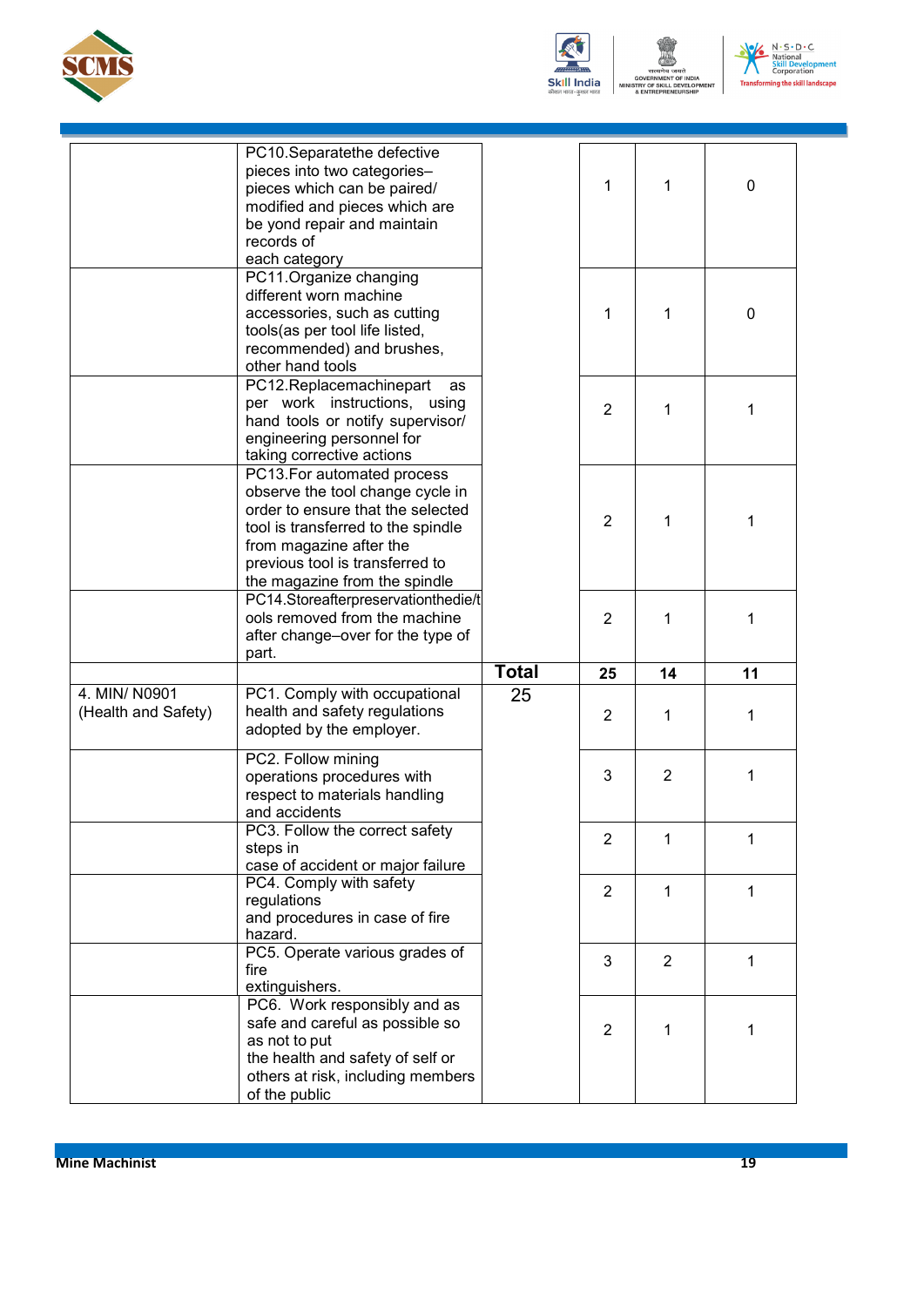| | | | | | |
|---|---|---|---|---|---|
| | PC10.Separatethe defective pieces into two categories–pieces which can be paired/ modified and pieces which are be yond repair and maintain records of each category | | 1 | 1 | 0 |
| | PC11.Organize changing different worn machine accessories, such as cutting tools(as per tool life listed, recommended) and brushes, other hand tools | | 1 | 1 | 0 |
| | PC12.Replacemachinepart as per work instructions, using hand tools or notify supervisor/ engineering personnel for taking corrective actions | | 2 | 1 | 1 |
| | PC13.For automated process observe the tool change cycle in order to ensure that the selected tool is transferred to the spindle from magazine after the previous tool is transferred to the magazine from the spindle | | 2 | 1 | 1 |
| | PC14.Storeafterpreservationthedie/tools removed from the machine after change–over for the type of part. | | 2 | 1 | 1 |
| | | **Total** | **25** | **14** | **11** |
| 4. MIN/ N0901 (Health and Safety) | PC1. Comply with occupational health and safety regulations adopted by the employer. | 25 | 2 | 1 | 1 |
| | PC2. Follow mining operations procedures with respect to materials handling and accidents | | 3 | 2 | 1 |
| | PC3. Follow the correct safety steps in case of accident or major failure | | 2 | 1 | 1 |
| | PC4. Comply with safety regulations and procedures in case of fire hazard. | | 2 | 1 | 1 |
| | PC5. Operate various grades of fire extinguishers. | | 3 | 2 | 1 |
| | PC6. Work responsibly and as safe and careful as possible so as not to put the health and safety of self or others at risk, including members of the public | | 2 | 1 | 1 |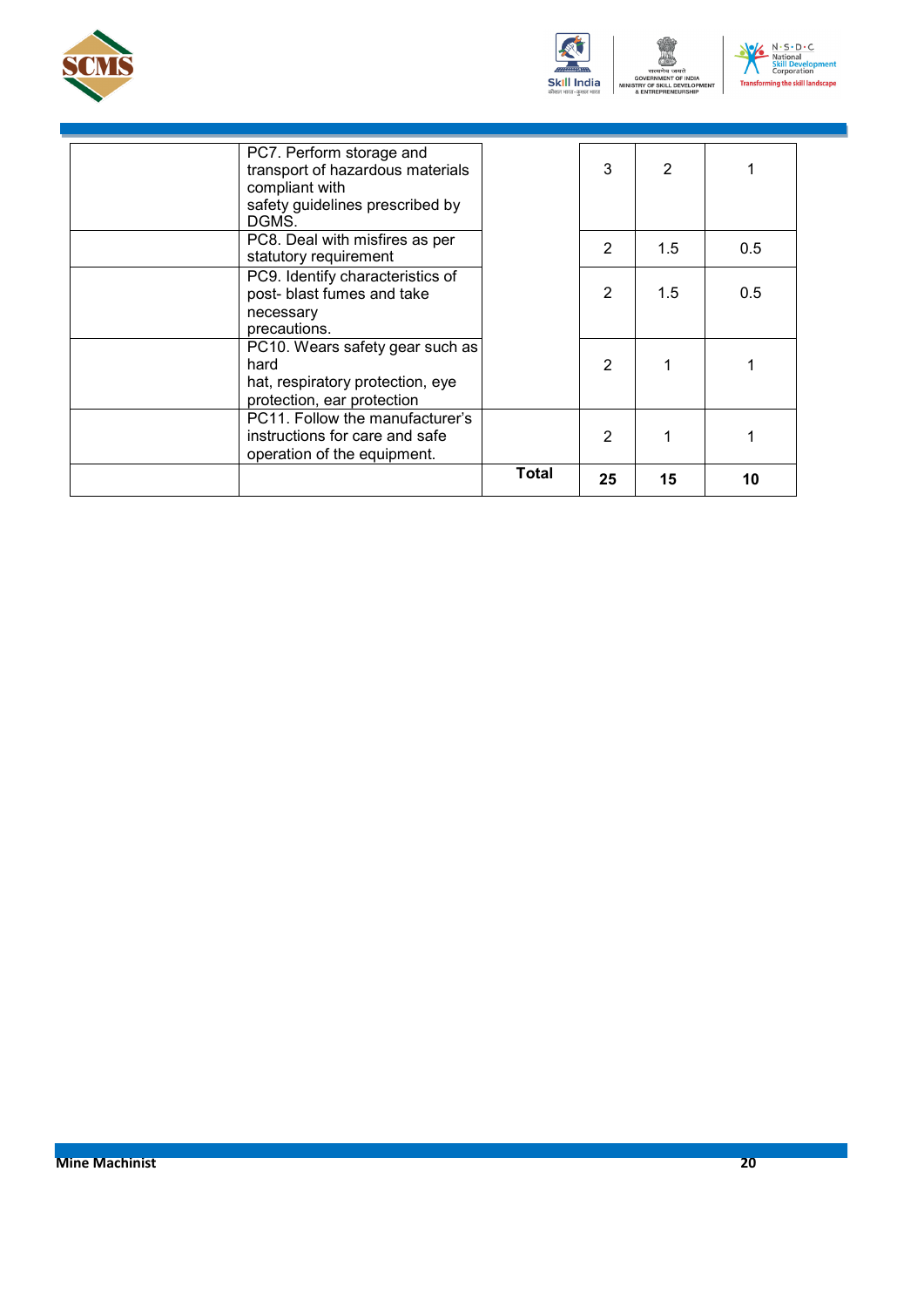| | | | | | |
|---|---|---|---|---|---|
| | PC7. Perform storage and transport of hazardous materials compliant with safety guidelines prescribed by DGMS. | | 3 | 2 | 1 |
| | PC8. Deal with misfires as per statutory requirement | | 2 | 1.5 | 0.5 |
| | PC9. Identify characteristics of post- blast fumes and take necessary precautions. | | 2 | 1.5 | 0.5 |
| | PC10. Wears safety gear such as hard hat, respiratory protection, eye protection, ear protection | | 2 | 1 | 1 |
| | PC11. Follow the manufacturer's instructions for care and safe operation of the equipment. | | 2 | 1 | 1 |
| | | **Total** | **25** | **15** | **10** |